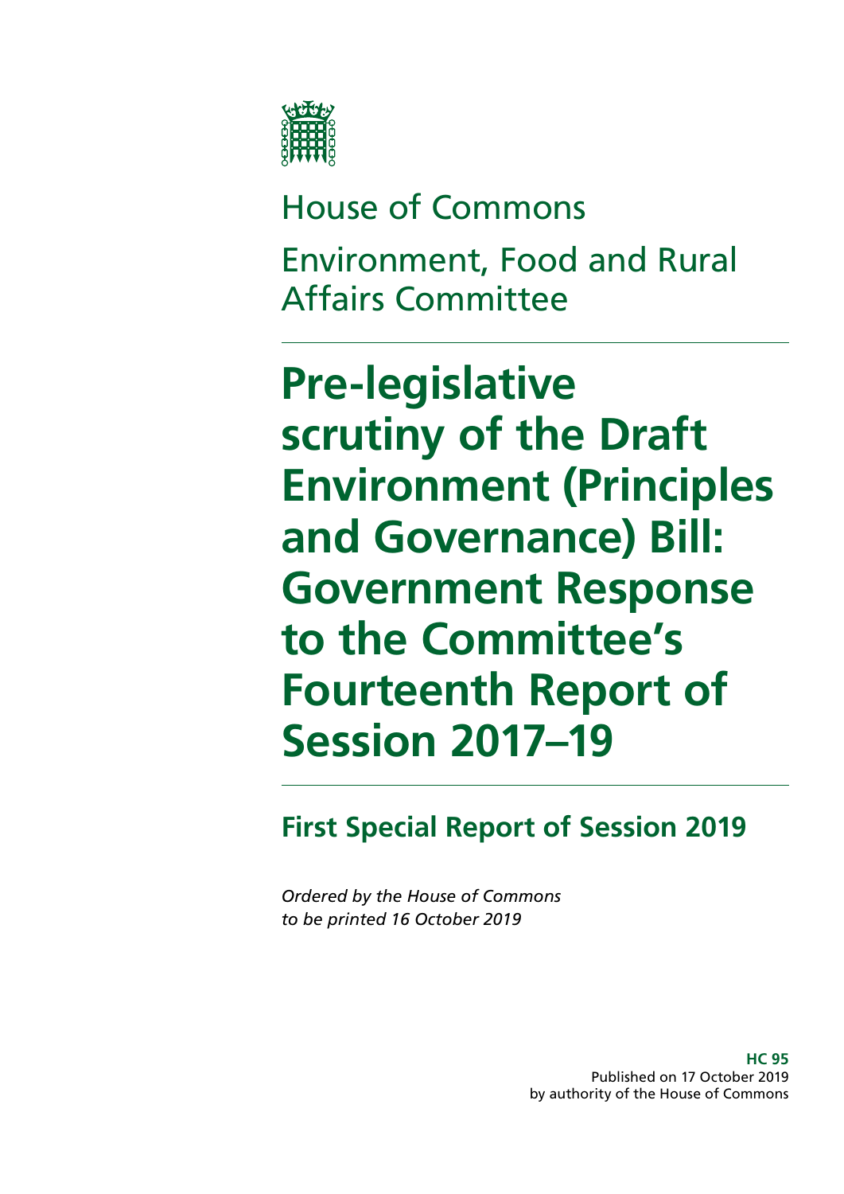House of Commons

Environment, Food and Rural Affairs Committee

# Pre-legislative scrutiny of the Draft Environment (Principles and Governance) Bill: Government Response to the Committee's Fourteenth Report of Session 2017–19

## First Special Report of Session 2019

*Ordered by the House of Commons to be printed 16 October 2019*

**HC 95**
Published on 17 October 2019
by authority of the House of Commons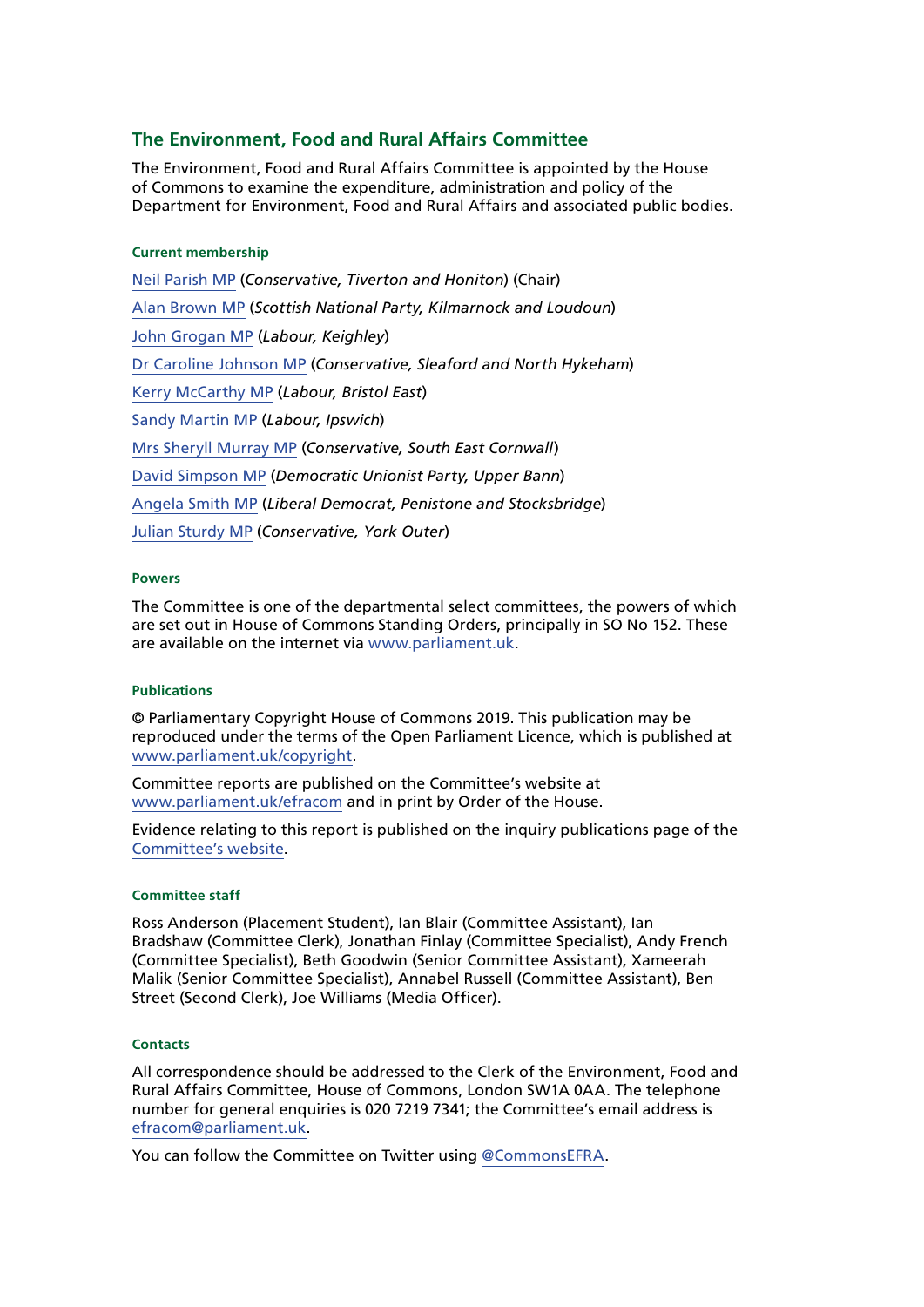## The Environment, Food and Rural Affairs Committee

The Environment, Food and Rural Affairs Committee is appointed by the House of Commons to examine the expenditure, administration and policy of the Department for Environment, Food and Rural Affairs and associated public bodies.

#### Current membership

Neil Parish MP (*Conservative, Tiverton and Honiton*) (Chair)

Alan Brown MP (*Scottish National Party, Kilmarnock and Loudoun*)

John Grogan MP (*Labour, Keighley*)

Dr Caroline Johnson MP (*Conservative, Sleaford and North Hykeham*)

Kerry McCarthy MP (*Labour, Bristol East*)

Sandy Martin MP (*Labour, Ipswich*)

Mrs Sheryll Murray MP (*Conservative, South East Cornwall*)

David Simpson MP (*Democratic Unionist Party, Upper Bann*)

Angela Smith MP (*Liberal Democrat, Penistone and Stocksbridge*)

Julian Sturdy MP (*Conservative, York Outer*)

#### Powers

The Committee is one of the departmental select committees, the powers of which are set out in House of Commons Standing Orders, principally in SO No 152. These are available on the internet via www.parliament.uk.

#### Publications

© Parliamentary Copyright House of Commons 2019. This publication may be reproduced under the terms of the Open Parliament Licence, which is published at www.parliament.uk/copyright.

Committee reports are published on the Committee's website at www.parliament.uk/efracom and in print by Order of the House.

Evidence relating to this report is published on the inquiry publications page of the Committee's website.

#### Committee staff

Ross Anderson (Placement Student), Ian Blair (Committee Assistant), Ian Bradshaw (Committee Clerk), Jonathan Finlay (Committee Specialist), Andy French (Committee Specialist), Beth Goodwin (Senior Committee Assistant), Xameerah Malik (Senior Committee Specialist), Annabel Russell (Committee Assistant), Ben Street (Second Clerk), Joe Williams (Media Officer).

#### Contacts

All correspondence should be addressed to the Clerk of the Environment, Food and Rural Affairs Committee, House of Commons, London SW1A 0AA. The telephone number for general enquiries is 020 7219 7341; the Committee's email address is efracom@parliament.uk.

You can follow the Committee on Twitter using @CommonsEFRA.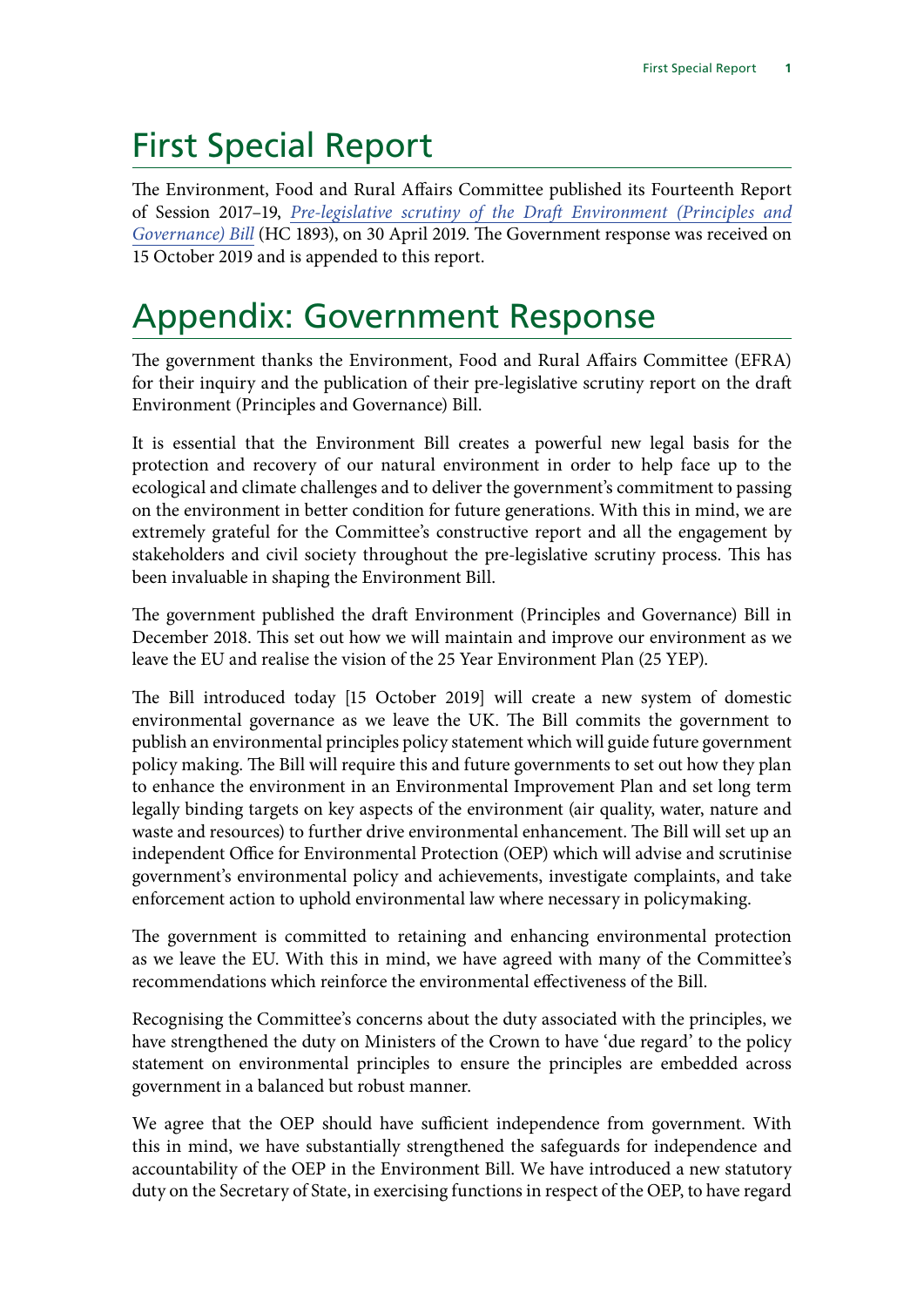# First Special Report

The Environment, Food and Rural Affairs Committee published its Fourteenth Report of Session 2017–19, *Pre-legislative scrutiny of the Draft Environment (Principles and Governance) Bill* (HC 1893), on 30 April 2019. The Government response was received on 15 October 2019 and is appended to this report.

# Appendix: Government Response

The government thanks the Environment, Food and Rural Affairs Committee (EFRA) for their inquiry and the publication of their pre-legislative scrutiny report on the draft Environment (Principles and Governance) Bill.

It is essential that the Environment Bill creates a powerful new legal basis for the protection and recovery of our natural environment in order to help face up to the ecological and climate challenges and to deliver the government's commitment to passing on the environment in better condition for future generations. With this in mind, we are extremely grateful for the Committee's constructive report and all the engagement by stakeholders and civil society throughout the pre-legislative scrutiny process. This has been invaluable in shaping the Environment Bill.

The government published the draft Environment (Principles and Governance) Bill in December 2018. This set out how we will maintain and improve our environment as we leave the EU and realise the vision of the 25 Year Environment Plan (25 YEP).

The Bill introduced today [15 October 2019] will create a new system of domestic environmental governance as we leave the UK. The Bill commits the government to publish an environmental principles policy statement which will guide future government policy making. The Bill will require this and future governments to set out how they plan to enhance the environment in an Environmental Improvement Plan and set long term legally binding targets on key aspects of the environment (air quality, water, nature and waste and resources) to further drive environmental enhancement. The Bill will set up an independent Office for Environmental Protection (OEP) which will advise and scrutinise government's environmental policy and achievements, investigate complaints, and take enforcement action to uphold environmental law where necessary in policymaking.

The government is committed to retaining and enhancing environmental protection as we leave the EU. With this in mind, we have agreed with many of the Committee's recommendations which reinforce the environmental effectiveness of the Bill.

Recognising the Committee's concerns about the duty associated with the principles, we have strengthened the duty on Ministers of the Crown to have 'due regard' to the policy statement on environmental principles to ensure the principles are embedded across government in a balanced but robust manner.

We agree that the OEP should have sufficient independence from government. With this in mind, we have substantially strengthened the safeguards for independence and accountability of the OEP in the Environment Bill. We have introduced a new statutory duty on the Secretary of State, in exercising functions in respect of the OEP, to have regard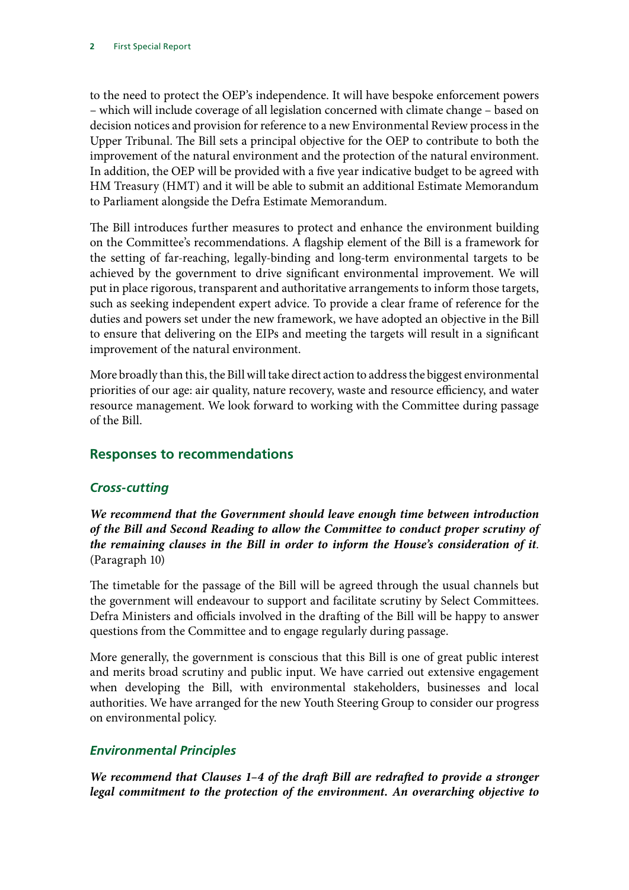to the need to protect the OEP's independence. It will have bespoke enforcement powers – which will include coverage of all legislation concerned with climate change – based on decision notices and provision for reference to a new Environmental Review process in the Upper Tribunal. The Bill sets a principal objective for the OEP to contribute to both the improvement of the natural environment and the protection of the natural environment. In addition, the OEP will be provided with a five year indicative budget to be agreed with HM Treasury (HMT) and it will be able to submit an additional Estimate Memorandum to Parliament alongside the Defra Estimate Memorandum.

The Bill introduces further measures to protect and enhance the environment building on the Committee's recommendations. A flagship element of the Bill is a framework for the setting of far-reaching, legally-binding and long-term environmental targets to be achieved by the government to drive significant environmental improvement. We will put in place rigorous, transparent and authoritative arrangements to inform those targets, such as seeking independent expert advice. To provide a clear frame of reference for the duties and powers set under the new framework, we have adopted an objective in the Bill to ensure that delivering on the EIPs and meeting the targets will result in a significant improvement of the natural environment.

More broadly than this, the Bill will take direct action to address the biggest environmental priorities of our age: air quality, nature recovery, waste and resource efficiency, and water resource management. We look forward to working with the Committee during passage of the Bill.

## Responses to recommendations

### *Cross-cutting*

***We recommend that the Government should leave enough time between introduction of the Bill and Second Reading to allow the Committee to conduct proper scrutiny of the remaining clauses in the Bill in order to inform the House's consideration of it*.** (Paragraph 10)

The timetable for the passage of the Bill will be agreed through the usual channels but the government will endeavour to support and facilitate scrutiny by Select Committees. Defra Ministers and officials involved in the drafting of the Bill will be happy to answer questions from the Committee and to engage regularly during passage.

More generally, the government is conscious that this Bill is one of great public interest and merits broad scrutiny and public input. We have carried out extensive engagement when developing the Bill, with environmental stakeholders, businesses and local authorities. We have arranged for the new Youth Steering Group to consider our progress on environmental policy.

### *Environmental Principles*

***We recommend that Clauses 1–4 of the draft Bill are redrafted to provide a stronger legal commitment to the protection of the environment. An overarching objective to***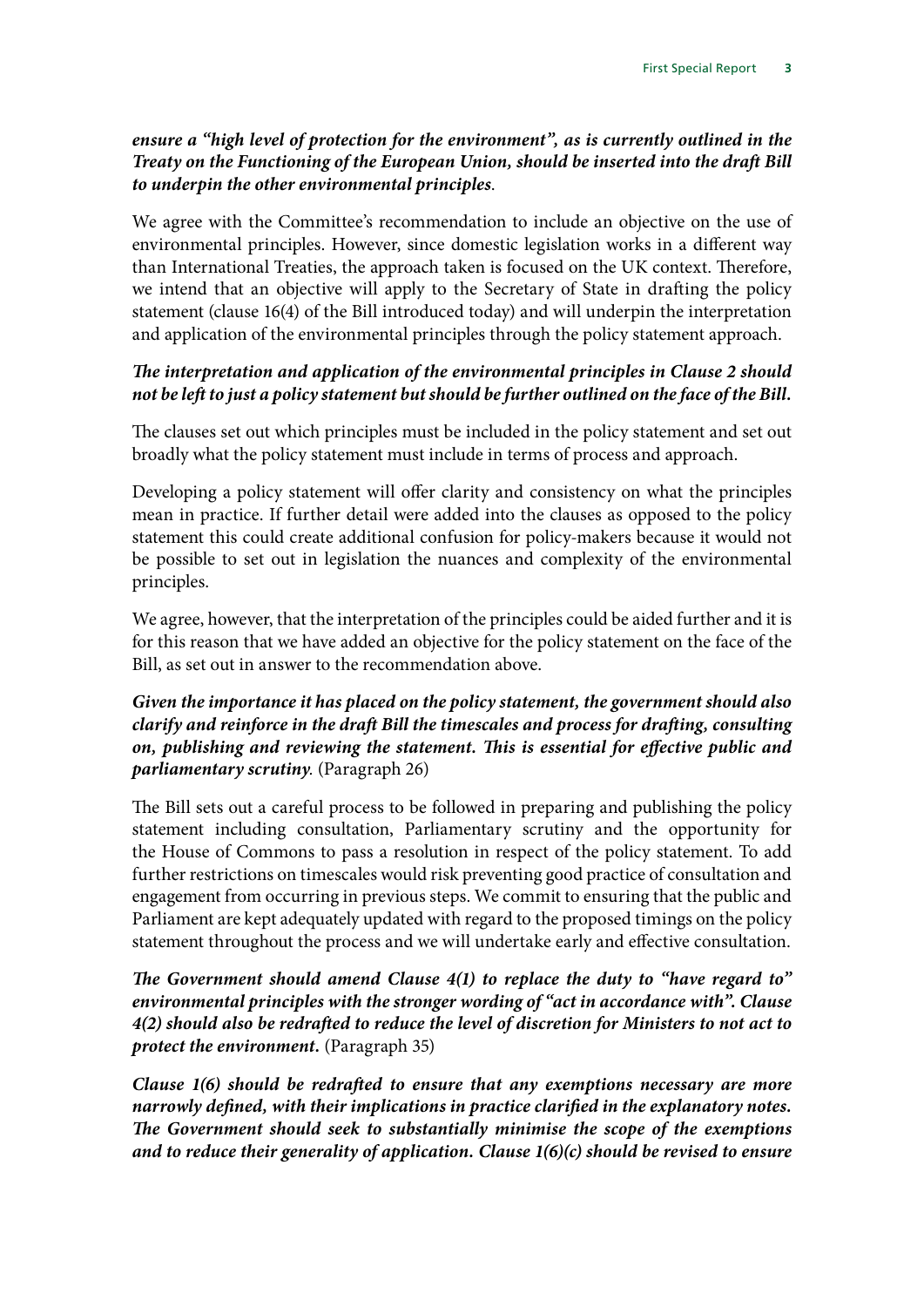*ensure a "high level of protection for the environment", as is currently outlined in the Treaty on the Functioning of the European Union, should be inserted into the draft Bill to underpin the other environmental principles*.

We agree with the Committee's recommendation to include an objective on the use of environmental principles. However, since domestic legislation works in a different way than International Treaties, the approach taken is focused on the UK context. Therefore, we intend that an objective will apply to the Secretary of State in drafting the policy statement (clause 16(4) of the Bill introduced today) and will underpin the interpretation and application of the environmental principles through the policy statement approach.

***The interpretation and application of the environmental principles in Clause 2 should not be left to just a policy statement but should be further outlined on the face of the Bill.***

The clauses set out which principles must be included in the policy statement and set out broadly what the policy statement must include in terms of process and approach.

Developing a policy statement will offer clarity and consistency on what the principles mean in practice. If further detail were added into the clauses as opposed to the policy statement this could create additional confusion for policy-makers because it would not be possible to set out in legislation the nuances and complexity of the environmental principles.

We agree, however, that the interpretation of the principles could be aided further and it is for this reason that we have added an objective for the policy statement on the face of the Bill, as set out in answer to the recommendation above.

***Given the importance it has placed on the policy statement, the government should also clarify and reinforce in the draft Bill the timescales and process for drafting, consulting on, publishing and reviewing the statement. This is essential for effective public and parliamentary scrutiny*.** (Paragraph 26)

The Bill sets out a careful process to be followed in preparing and publishing the policy statement including consultation, Parliamentary scrutiny and the opportunity for the House of Commons to pass a resolution in respect of the policy statement. To add further restrictions on timescales would risk preventing good practice of consultation and engagement from occurring in previous steps. We commit to ensuring that the public and Parliament are kept adequately updated with regard to the proposed timings on the policy statement throughout the process and we will undertake early and effective consultation.

***The Government should amend Clause 4(1) to replace the duty to "have regard to" environmental principles with the stronger wording of "act in accordance with". Clause 4(2) should also be redrafted to reduce the level of discretion for Ministers to not act to protect the environment.*** (Paragraph 35)

***Clause 1(6) should be redrafted to ensure that any exemptions necessary are more narrowly defined, with their implications in practice clarified in the explanatory notes. The Government should seek to substantially minimise the scope of the exemptions and to reduce their generality of application. Clause 1(6)(c) should be revised to ensure***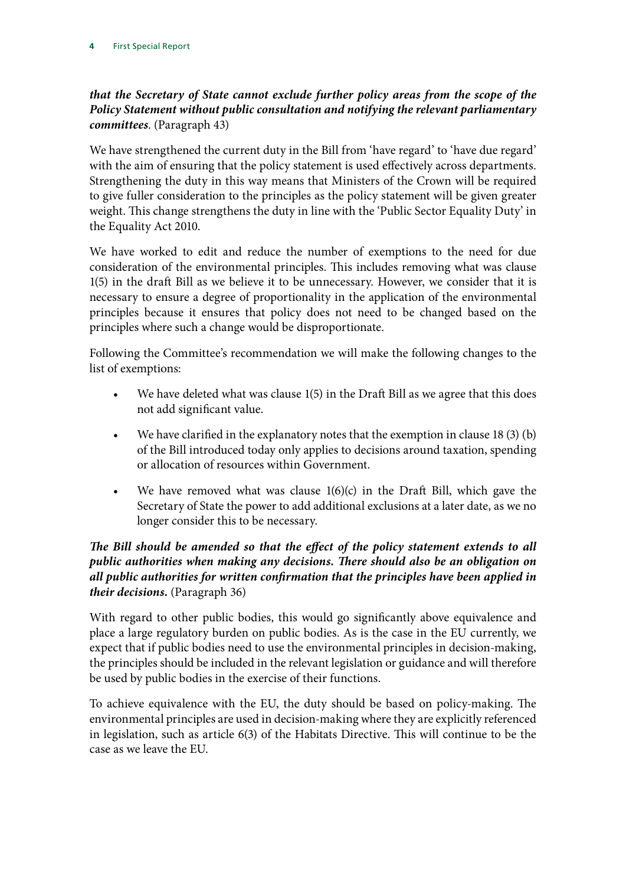***that the Secretary of State cannot exclude further policy areas from the scope of the Policy Statement without public consultation and notifying the relevant parliamentary committees.*** (Paragraph 43)

We have strengthened the current duty in the Bill from 'have regard' to 'have due regard' with the aim of ensuring that the policy statement is used effectively across departments. Strengthening the duty in this way means that Ministers of the Crown will be required to give fuller consideration to the principles as the policy statement will be given greater weight. This change strengthens the duty in line with the 'Public Sector Equality Duty' in the Equality Act 2010.

We have worked to edit and reduce the number of exemptions to the need for due consideration of the environmental principles. This includes removing what was clause 1(5) in the draft Bill as we believe it to be unnecessary. However, we consider that it is necessary to ensure a degree of proportionality in the application of the environmental principles because it ensures that policy does not need to be changed based on the principles where such a change would be disproportionate.

Following the Committee's recommendation we will make the following changes to the list of exemptions:

- We have deleted what was clause 1(5) in the Draft Bill as we agree that this does not add significant value.
- We have clarified in the explanatory notes that the exemption in clause 18 (3) (b) of the Bill introduced today only applies to decisions around taxation, spending or allocation of resources within Government.
- We have removed what was clause 1(6)(c) in the Draft Bill, which gave the Secretary of State the power to add additional exclusions at a later date, as we no longer consider this to be necessary.

***The Bill should be amended so that the effect of the policy statement extends to all public authorities when making any decisions. There should also be an obligation on all public authorities for written confirmation that the principles have been applied in their decisions.*** (Paragraph 36)

With regard to other public bodies, this would go significantly above equivalence and place a large regulatory burden on public bodies. As is the case in the EU currently, we expect that if public bodies need to use the environmental principles in decision-making, the principles should be included in the relevant legislation or guidance and will therefore be used by public bodies in the exercise of their functions.

To achieve equivalence with the EU, the duty should be based on policy-making. The environmental principles are used in decision-making where they are explicitly referenced in legislation, such as article 6(3) of the Habitats Directive. This will continue to be the case as we leave the EU.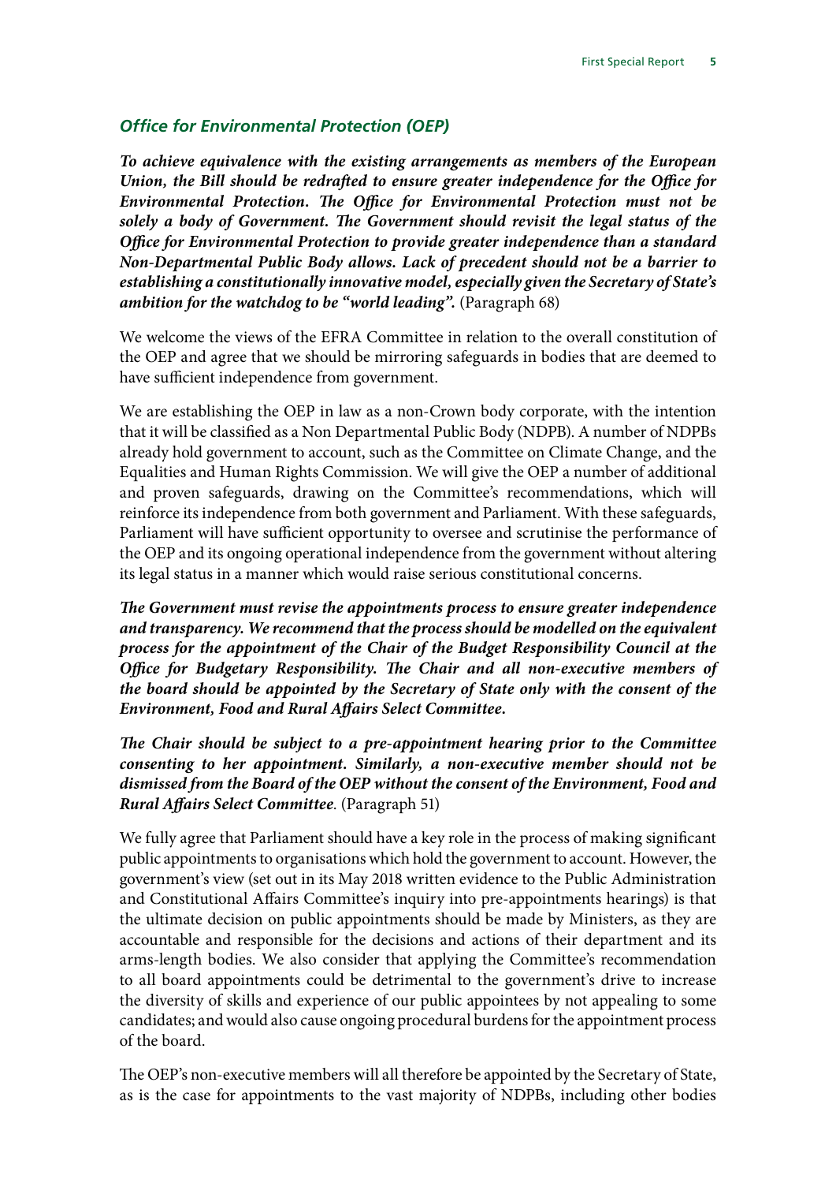### *Office for Environmental Protection (OEP)*

***To achieve equivalence with the existing arrangements as members of the European Union, the Bill should be redrafted to ensure greater independence for the Office for Environmental Protection. The Office for Environmental Protection must not be solely a body of Government. The Government should revisit the legal status of the Office for Environmental Protection to provide greater independence than a standard Non-Departmental Public Body allows. Lack of precedent should not be a barrier to establishing a constitutionally innovative model, especially given the Secretary of State's ambition for the watchdog to be "world leading".*** (Paragraph 68)

We welcome the views of the EFRA Committee in relation to the overall constitution of the OEP and agree that we should be mirroring safeguards in bodies that are deemed to have sufficient independence from government.

We are establishing the OEP in law as a non-Crown body corporate, with the intention that it will be classified as a Non Departmental Public Body (NDPB). A number of NDPBs already hold government to account, such as the Committee on Climate Change, and the Equalities and Human Rights Commission. We will give the OEP a number of additional and proven safeguards, drawing on the Committee's recommendations, which will reinforce its independence from both government and Parliament. With these safeguards, Parliament will have sufficient opportunity to oversee and scrutinise the performance of the OEP and its ongoing operational independence from the government without altering its legal status in a manner which would raise serious constitutional concerns.

***The Government must revise the appointments process to ensure greater independence and transparency. We recommend that the process should be modelled on the equivalent process for the appointment of the Chair of the Budget Responsibility Council at the Office for Budgetary Responsibility. The Chair and all non-executive members of the board should be appointed by the Secretary of State only with the consent of the Environment, Food and Rural Affairs Select Committee.***

***The Chair should be subject to a pre-appointment hearing prior to the Committee consenting to her appointment. Similarly, a non-executive member should not be dismissed from the Board of the OEP without the consent of the Environment, Food and Rural Affairs Select Committee***. (Paragraph 51)

We fully agree that Parliament should have a key role in the process of making significant public appointments to organisations which hold the government to account. However, the government's view (set out in its May 2018 written evidence to the Public Administration and Constitutional Affairs Committee's inquiry into pre-appointments hearings) is that the ultimate decision on public appointments should be made by Ministers, as they are accountable and responsible for the decisions and actions of their department and its arms-length bodies. We also consider that applying the Committee's recommendation to all board appointments could be detrimental to the government's drive to increase the diversity of skills and experience of our public appointees by not appealing to some candidates; and would also cause ongoing procedural burdens for the appointment process of the board.

The OEP's non-executive members will all therefore be appointed by the Secretary of State, as is the case for appointments to the vast majority of NDPBs, including other bodies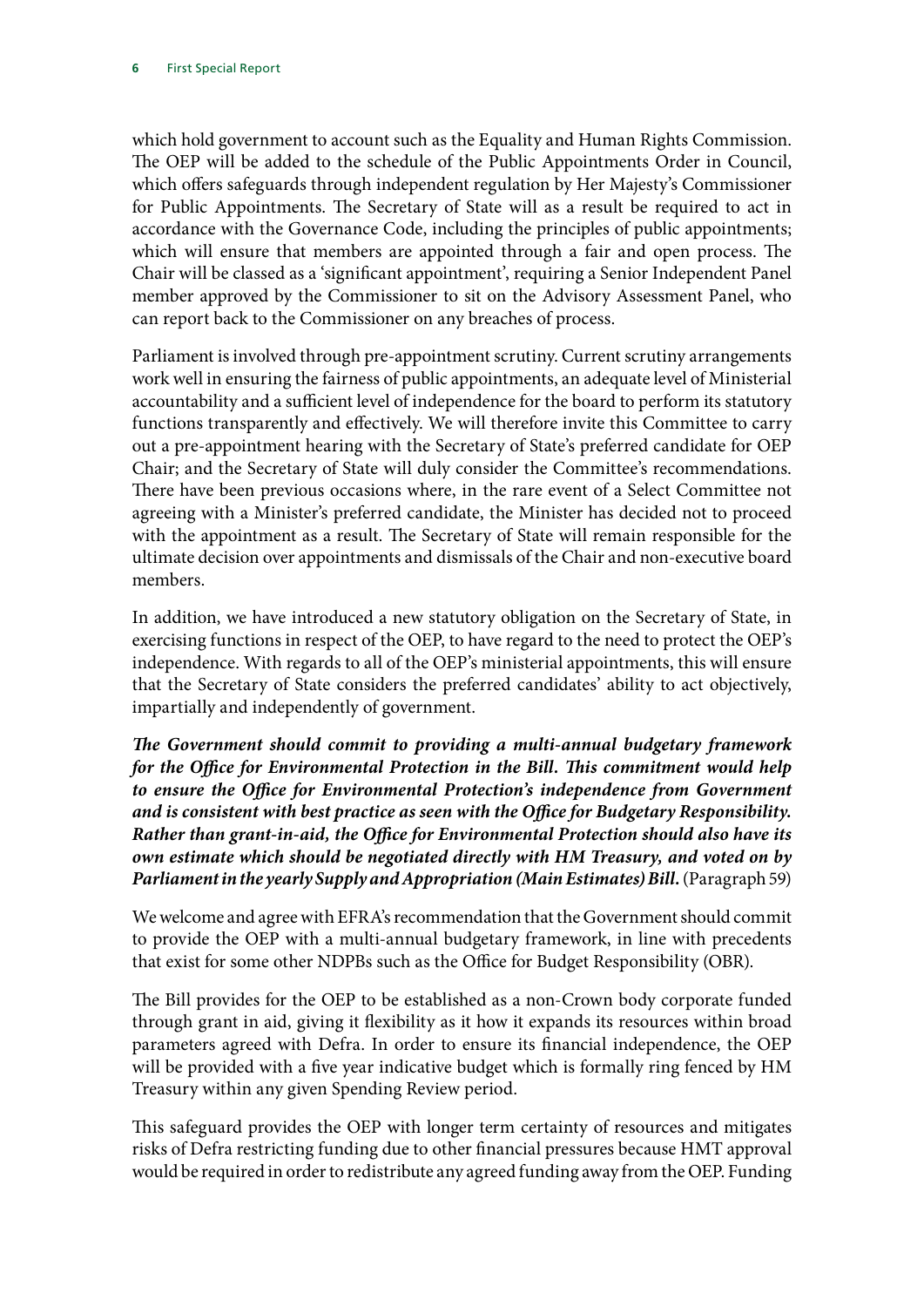which hold government to account such as the Equality and Human Rights Commission. The OEP will be added to the schedule of the Public Appointments Order in Council, which offers safeguards through independent regulation by Her Majesty's Commissioner for Public Appointments. The Secretary of State will as a result be required to act in accordance with the Governance Code, including the principles of public appointments; which will ensure that members are appointed through a fair and open process. The Chair will be classed as a 'significant appointment', requiring a Senior Independent Panel member approved by the Commissioner to sit on the Advisory Assessment Panel, who can report back to the Commissioner on any breaches of process.

Parliament is involved through pre-appointment scrutiny. Current scrutiny arrangements work well in ensuring the fairness of public appointments, an adequate level of Ministerial accountability and a sufficient level of independence for the board to perform its statutory functions transparently and effectively. We will therefore invite this Committee to carry out a pre-appointment hearing with the Secretary of State's preferred candidate for OEP Chair; and the Secretary of State will duly consider the Committee's recommendations. There have been previous occasions where, in the rare event of a Select Committee not agreeing with a Minister's preferred candidate, the Minister has decided not to proceed with the appointment as a result. The Secretary of State will remain responsible for the ultimate decision over appointments and dismissals of the Chair and non-executive board members.

In addition, we have introduced a new statutory obligation on the Secretary of State, in exercising functions in respect of the OEP, to have regard to the need to protect the OEP's independence. With regards to all of the OEP's ministerial appointments, this will ensure that the Secretary of State considers the preferred candidates' ability to act objectively, impartially and independently of government.

***The Government should commit to providing a multi-annual budgetary framework for the Office for Environmental Protection in the Bill. This commitment would help to ensure the Office for Environmental Protection's independence from Government and is consistent with best practice as seen with the Office for Budgetary Responsibility. Rather than grant-in-aid, the Office for Environmental Protection should also have its own estimate which should be negotiated directly with HM Treasury, and voted on by Parliament in the yearly Supply and Appropriation (Main Estimates) Bill.*** (Paragraph 59)

We welcome and agree with EFRA's recommendation that the Government should commit to provide the OEP with a multi-annual budgetary framework, in line with precedents that exist for some other NDPBs such as the Office for Budget Responsibility (OBR).

The Bill provides for the OEP to be established as a non-Crown body corporate funded through grant in aid, giving it flexibility as it how it expands its resources within broad parameters agreed with Defra. In order to ensure its financial independence, the OEP will be provided with a five year indicative budget which is formally ring fenced by HM Treasury within any given Spending Review period.

This safeguard provides the OEP with longer term certainty of resources and mitigates risks of Defra restricting funding due to other financial pressures because HMT approval would be required in order to redistribute any agreed funding away from the OEP. Funding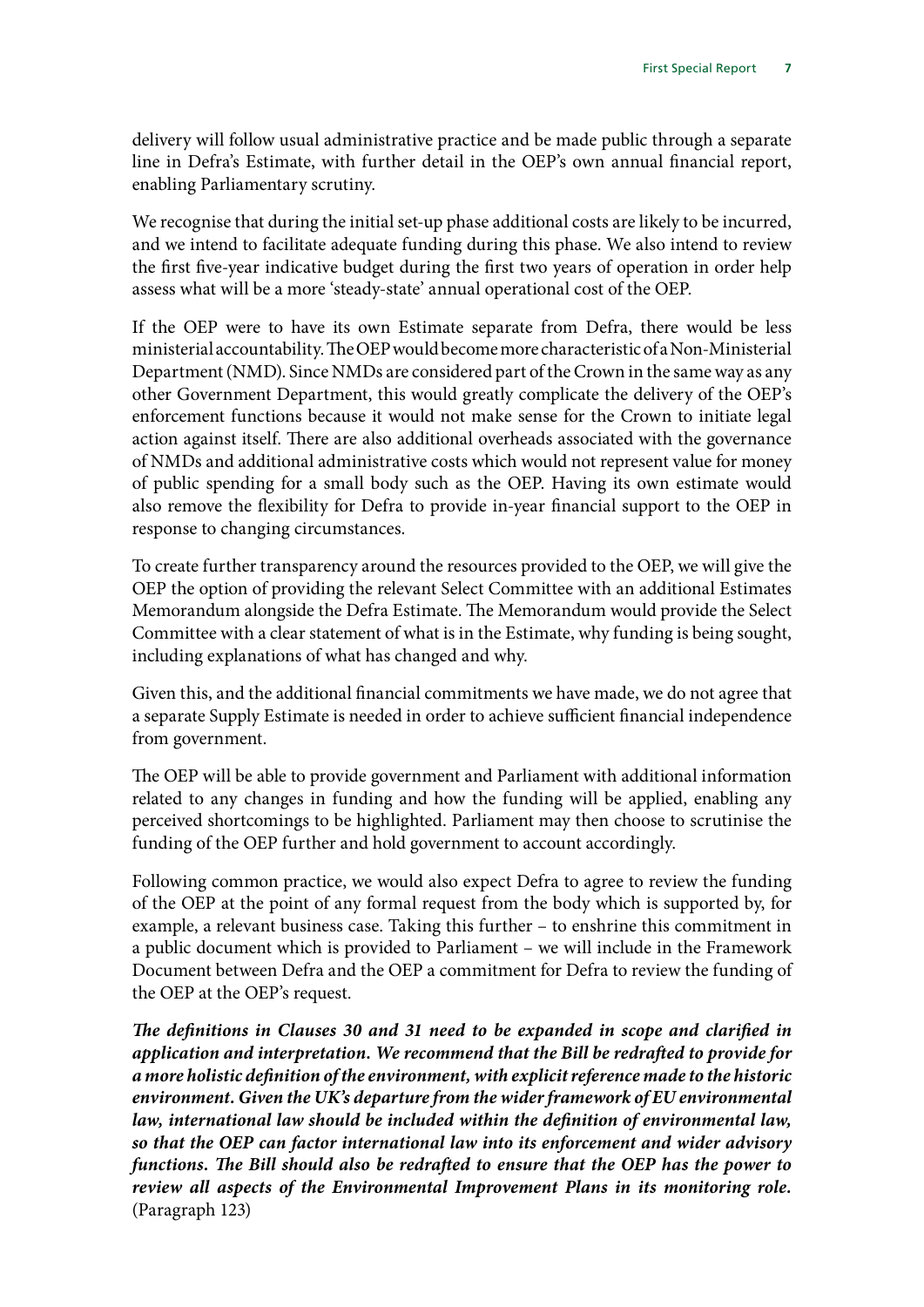delivery will follow usual administrative practice and be made public through a separate line in Defra's Estimate, with further detail in the OEP's own annual financial report, enabling Parliamentary scrutiny.

We recognise that during the initial set-up phase additional costs are likely to be incurred, and we intend to facilitate adequate funding during this phase. We also intend to review the first five-year indicative budget during the first two years of operation in order help assess what will be a more 'steady-state' annual operational cost of the OEP.

If the OEP were to have its own Estimate separate from Defra, there would be less ministerial accountability. The OEP would become more characteristic of a Non-Ministerial Department (NMD). Since NMDs are considered part of the Crown in the same way as any other Government Department, this would greatly complicate the delivery of the OEP's enforcement functions because it would not make sense for the Crown to initiate legal action against itself. There are also additional overheads associated with the governance of NMDs and additional administrative costs which would not represent value for money of public spending for a small body such as the OEP. Having its own estimate would also remove the flexibility for Defra to provide in-year financial support to the OEP in response to changing circumstances.

To create further transparency around the resources provided to the OEP, we will give the OEP the option of providing the relevant Select Committee with an additional Estimates Memorandum alongside the Defra Estimate. The Memorandum would provide the Select Committee with a clear statement of what is in the Estimate, why funding is being sought, including explanations of what has changed and why.

Given this, and the additional financial commitments we have made, we do not agree that a separate Supply Estimate is needed in order to achieve sufficient financial independence from government.

The OEP will be able to provide government and Parliament with additional information related to any changes in funding and how the funding will be applied, enabling any perceived shortcomings to be highlighted. Parliament may then choose to scrutinise the funding of the OEP further and hold government to account accordingly.

Following common practice, we would also expect Defra to agree to review the funding of the OEP at the point of any formal request from the body which is supported by, for example, a relevant business case. Taking this further – to enshrine this commitment in a public document which is provided to Parliament – we will include in the Framework Document between Defra and the OEP a commitment for Defra to review the funding of the OEP at the OEP's request.

***The definitions in Clauses 30 and 31 need to be expanded in scope and clarified in application and interpretation. We recommend that the Bill be redrafted to provide for a more holistic definition of the environment, with explicit reference made to the historic environment. Given the UK's departure from the wider framework of EU environmental law, international law should be included within the definition of environmental law, so that the OEP can factor international law into its enforcement and wider advisory functions. The Bill should also be redrafted to ensure that the OEP has the power to review all aspects of the Environmental Improvement Plans in its monitoring role.*** (Paragraph 123)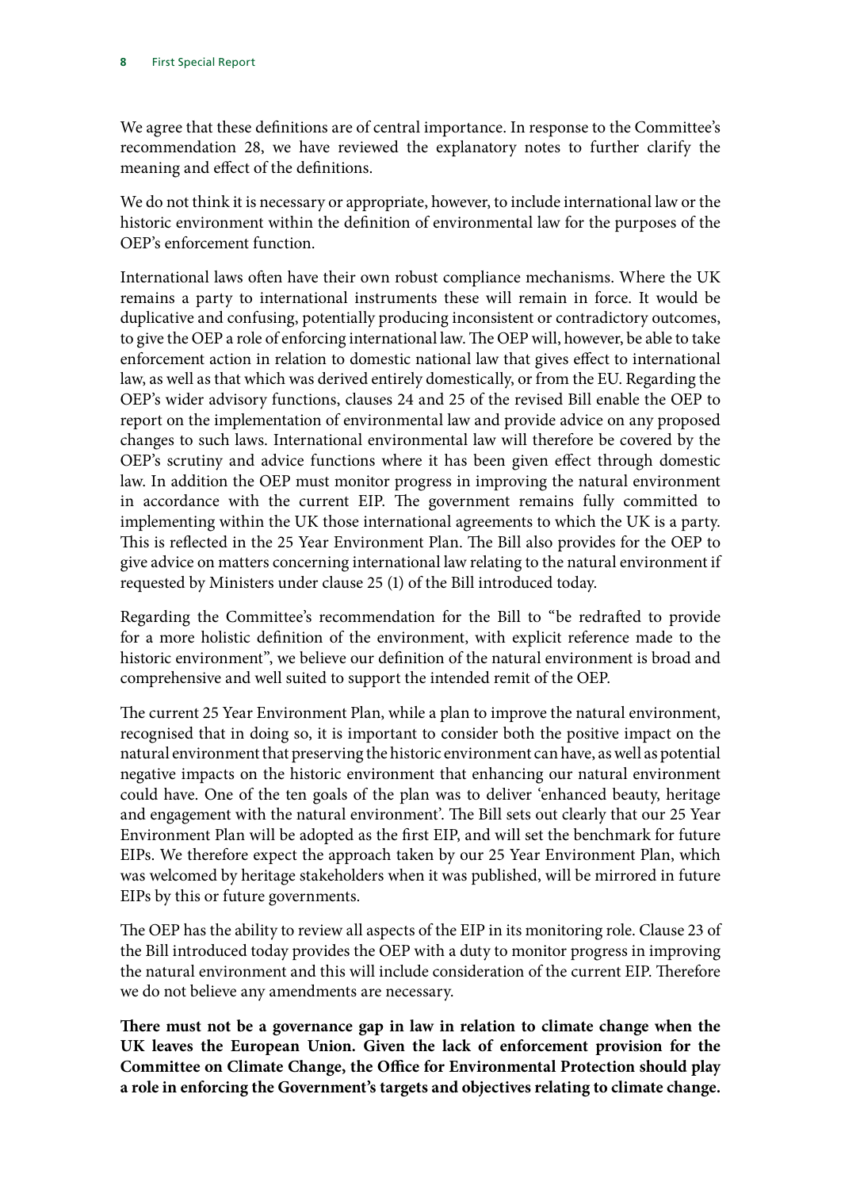We agree that these definitions are of central importance. In response to the Committee's recommendation 28, we have reviewed the explanatory notes to further clarify the meaning and effect of the definitions.

We do not think it is necessary or appropriate, however, to include international law or the historic environment within the definition of environmental law for the purposes of the OEP's enforcement function.

International laws often have their own robust compliance mechanisms. Where the UK remains a party to international instruments these will remain in force. It would be duplicative and confusing, potentially producing inconsistent or contradictory outcomes, to give the OEP a role of enforcing international law. The OEP will, however, be able to take enforcement action in relation to domestic national law that gives effect to international law, as well as that which was derived entirely domestically, or from the EU. Regarding the OEP's wider advisory functions, clauses 24 and 25 of the revised Bill enable the OEP to report on the implementation of environmental law and provide advice on any proposed changes to such laws. International environmental law will therefore be covered by the OEP's scrutiny and advice functions where it has been given effect through domestic law. In addition the OEP must monitor progress in improving the natural environment in accordance with the current EIP. The government remains fully committed to implementing within the UK those international agreements to which the UK is a party. This is reflected in the 25 Year Environment Plan. The Bill also provides for the OEP to give advice on matters concerning international law relating to the natural environment if requested by Ministers under clause 25 (1) of the Bill introduced today.

Regarding the Committee's recommendation for the Bill to "be redrafted to provide for a more holistic definition of the environment, with explicit reference made to the historic environment", we believe our definition of the natural environment is broad and comprehensive and well suited to support the intended remit of the OEP.

The current 25 Year Environment Plan, while a plan to improve the natural environment, recognised that in doing so, it is important to consider both the positive impact on the natural environment that preserving the historic environment can have, as well as potential negative impacts on the historic environment that enhancing our natural environment could have. One of the ten goals of the plan was to deliver 'enhanced beauty, heritage and engagement with the natural environment'. The Bill sets out clearly that our 25 Year Environment Plan will be adopted as the first EIP, and will set the benchmark for future EIPs. We therefore expect the approach taken by our 25 Year Environment Plan, which was welcomed by heritage stakeholders when it was published, will be mirrored in future EIPs by this or future governments.

The OEP has the ability to review all aspects of the EIP in its monitoring role. Clause 23 of the Bill introduced today provides the OEP with a duty to monitor progress in improving the natural environment and this will include consideration of the current EIP. Therefore we do not believe any amendments are necessary.

**There must not be a governance gap in law in relation to climate change when the UK leaves the European Union. Given the lack of enforcement provision for the Committee on Climate Change, the Office for Environmental Protection should play a role in enforcing the Government's targets and objectives relating to climate change.**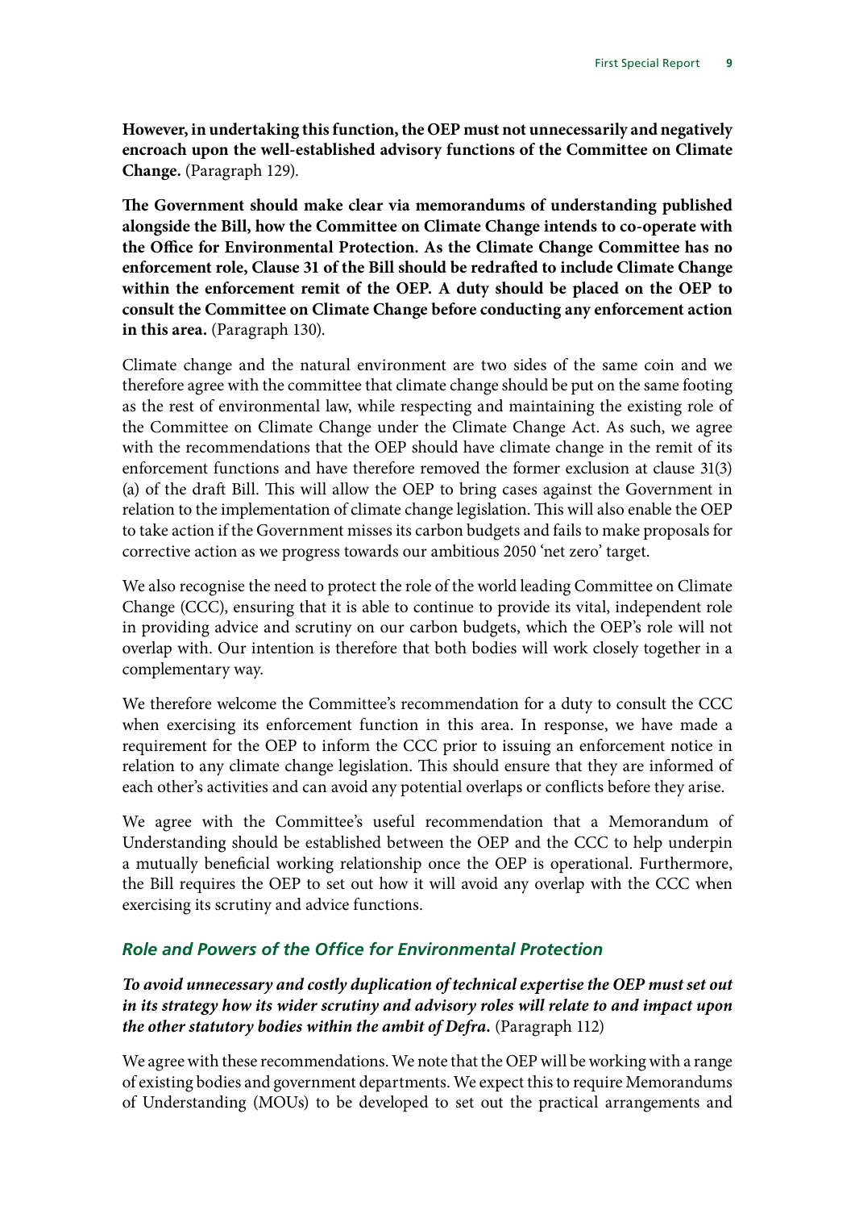**However, in undertaking this function, the OEP must not unnecessarily and negatively encroach upon the well-established advisory functions of the Committee on Climate Change.** (Paragraph 129).

**The Government should make clear via memorandums of understanding published alongside the Bill, how the Committee on Climate Change intends to co-operate with the Office for Environmental Protection. As the Climate Change Committee has no enforcement role, Clause 31 of the Bill should be redrafted to include Climate Change within the enforcement remit of the OEP. A duty should be placed on the OEP to consult the Committee on Climate Change before conducting any enforcement action in this area.** (Paragraph 130).

Climate change and the natural environment are two sides of the same coin and we therefore agree with the committee that climate change should be put on the same footing as the rest of environmental law, while respecting and maintaining the existing role of the Committee on Climate Change under the Climate Change Act. As such, we agree with the recommendations that the OEP should have climate change in the remit of its enforcement functions and have therefore removed the former exclusion at clause 31(3)(a) of the draft Bill. This will allow the OEP to bring cases against the Government in relation to the implementation of climate change legislation. This will also enable the OEP to take action if the Government misses its carbon budgets and fails to make proposals for corrective action as we progress towards our ambitious 2050 'net zero' target.

We also recognise the need to protect the role of the world leading Committee on Climate Change (CCC), ensuring that it is able to continue to provide its vital, independent role in providing advice and scrutiny on our carbon budgets, which the OEP's role will not overlap with. Our intention is therefore that both bodies will work closely together in a complementary way.

We therefore welcome the Committee's recommendation for a duty to consult the CCC when exercising its enforcement function in this area. In response, we have made a requirement for the OEP to inform the CCC prior to issuing an enforcement notice in relation to any climate change legislation. This should ensure that they are informed of each other's activities and can avoid any potential overlaps or conflicts before they arise.

We agree with the Committee's useful recommendation that a Memorandum of Understanding should be established between the OEP and the CCC to help underpin a mutually beneficial working relationship once the OEP is operational. Furthermore, the Bill requires the OEP to set out how it will avoid any overlap with the CCC when exercising its scrutiny and advice functions.

### *Role and Powers of the Office for Environmental Protection*

***To avoid unnecessary and costly duplication of technical expertise the OEP must set out in its strategy how its wider scrutiny and advisory roles will relate to and impact upon the other statutory bodies within the ambit of Defra.*** (Paragraph 112)

We agree with these recommendations. We note that the OEP will be working with a range of existing bodies and government departments. We expect this to require Memorandums of Understanding (MOUs) to be developed to set out the practical arrangements and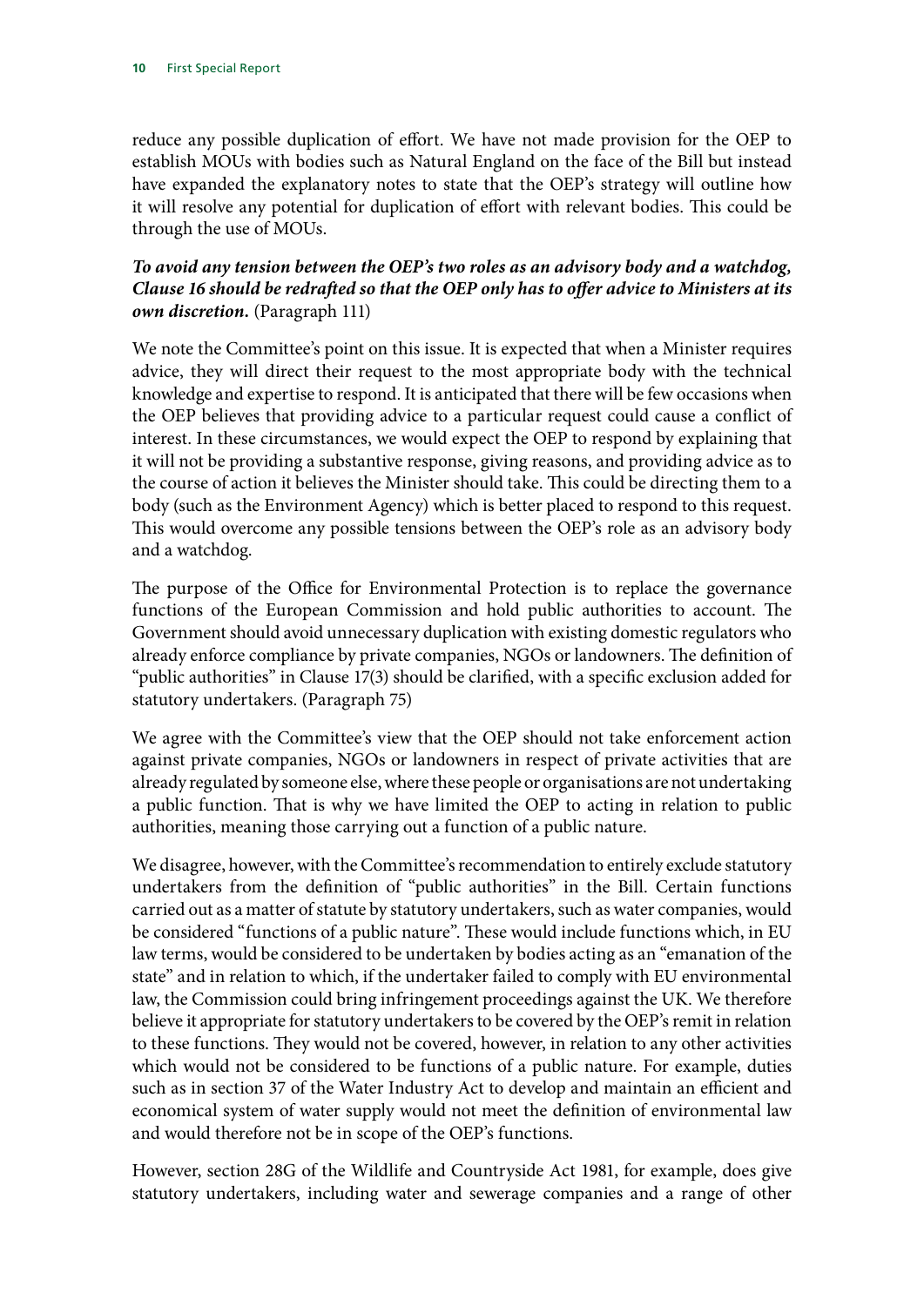reduce any possible duplication of effort. We have not made provision for the OEP to establish MOUs with bodies such as Natural England on the face of the Bill but instead have expanded the explanatory notes to state that the OEP's strategy will outline how it will resolve any potential for duplication of effort with relevant bodies. This could be through the use of MOUs.

***To avoid any tension between the OEP's two roles as an advisory body and a watchdog, Clause 16 should be redrafted so that the OEP only has to offer advice to Ministers at its own discretion.*** (Paragraph 111)

We note the Committee's point on this issue. It is expected that when a Minister requires advice, they will direct their request to the most appropriate body with the technical knowledge and expertise to respond. It is anticipated that there will be few occasions when the OEP believes that providing advice to a particular request could cause a conflict of interest. In these circumstances, we would expect the OEP to respond by explaining that it will not be providing a substantive response, giving reasons, and providing advice as to the course of action it believes the Minister should take. This could be directing them to a body (such as the Environment Agency) which is better placed to respond to this request. This would overcome any possible tensions between the OEP's role as an advisory body and a watchdog.

The purpose of the Office for Environmental Protection is to replace the governance functions of the European Commission and hold public authorities to account. The Government should avoid unnecessary duplication with existing domestic regulators who already enforce compliance by private companies, NGOs or landowners. The definition of "public authorities" in Clause 17(3) should be clarified, with a specific exclusion added for statutory undertakers. (Paragraph 75)

We agree with the Committee's view that the OEP should not take enforcement action against private companies, NGOs or landowners in respect of private activities that are already regulated by someone else, where these people or organisations are not undertaking a public function. That is why we have limited the OEP to acting in relation to public authorities, meaning those carrying out a function of a public nature.

We disagree, however, with the Committee's recommendation to entirely exclude statutory undertakers from the definition of "public authorities" in the Bill. Certain functions carried out as a matter of statute by statutory undertakers, such as water companies, would be considered "functions of a public nature". These would include functions which, in EU law terms, would be considered to be undertaken by bodies acting as an "emanation of the state" and in relation to which, if the undertaker failed to comply with EU environmental law, the Commission could bring infringement proceedings against the UK. We therefore believe it appropriate for statutory undertakers to be covered by the OEP's remit in relation to these functions. They would not be covered, however, in relation to any other activities which would not be considered to be functions of a public nature. For example, duties such as in section 37 of the Water Industry Act to develop and maintain an efficient and economical system of water supply would not meet the definition of environmental law and would therefore not be in scope of the OEP's functions.

However, section 28G of the Wildlife and Countryside Act 1981, for example, does give statutory undertakers, including water and sewerage companies and a range of other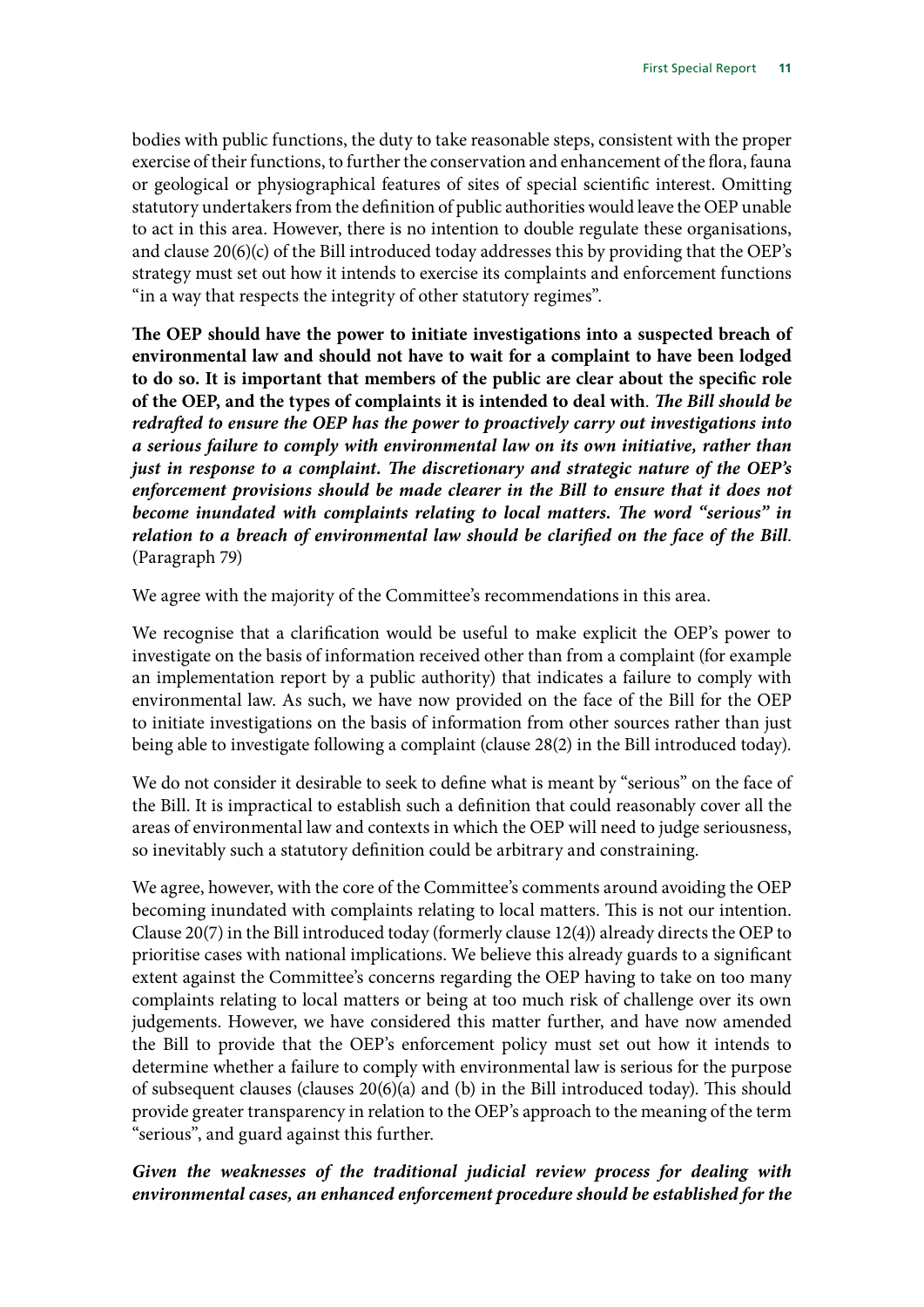bodies with public functions, the duty to take reasonable steps, consistent with the proper exercise of their functions, to further the conservation and enhancement of the flora, fauna or geological or physiographical features of sites of special scientific interest. Omitting statutory undertakers from the definition of public authorities would leave the OEP unable to act in this area. However, there is no intention to double regulate these organisations, and clause 20(6)(c) of the Bill introduced today addresses this by providing that the OEP's strategy must set out how it intends to exercise its complaints and enforcement functions "in a way that respects the integrity of other statutory regimes".

**The OEP should have the power to initiate investigations into a suspected breach of environmental law and should not have to wait for a complaint to have been lodged to do so. It is important that members of the public are clear about the specific role of the OEP, and the types of complaints it is intended to deal with**. ***The Bill should be redrafted to ensure the OEP has the power to proactively carry out investigations into a serious failure to comply with environmental law on its own initiative, rather than just in response to a complaint. The discretionary and strategic nature of the OEP's enforcement provisions should be made clearer in the Bill to ensure that it does not become inundated with complaints relating to local matters. The word "serious" in relation to a breach of environmental law should be clarified on the face of the Bill***. (Paragraph 79)

We agree with the majority of the Committee's recommendations in this area.

We recognise that a clarification would be useful to make explicit the OEP's power to investigate on the basis of information received other than from a complaint (for example an implementation report by a public authority) that indicates a failure to comply with environmental law. As such, we have now provided on the face of the Bill for the OEP to initiate investigations on the basis of information from other sources rather than just being able to investigate following a complaint (clause 28(2) in the Bill introduced today).

We do not consider it desirable to seek to define what is meant by "serious" on the face of the Bill. It is impractical to establish such a definition that could reasonably cover all the areas of environmental law and contexts in which the OEP will need to judge seriousness, so inevitably such a statutory definition could be arbitrary and constraining.

We agree, however, with the core of the Committee's comments around avoiding the OEP becoming inundated with complaints relating to local matters. This is not our intention. Clause 20(7) in the Bill introduced today (formerly clause 12(4)) already directs the OEP to prioritise cases with national implications. We believe this already guards to a significant extent against the Committee's concerns regarding the OEP having to take on too many complaints relating to local matters or being at too much risk of challenge over its own judgements. However, we have considered this matter further, and have now amended the Bill to provide that the OEP's enforcement policy must set out how it intends to determine whether a failure to comply with environmental law is serious for the purpose of subsequent clauses (clauses 20(6)(a) and (b) in the Bill introduced today). This should provide greater transparency in relation to the OEP's approach to the meaning of the term "serious", and guard against this further.

***Given the weaknesses of the traditional judicial review process for dealing with environmental cases, an enhanced enforcement procedure should be established for the***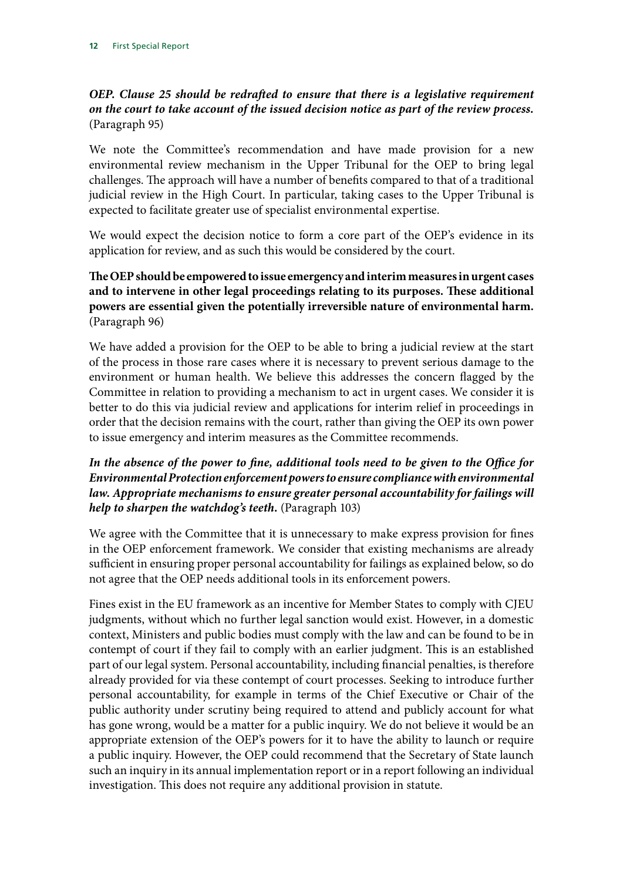***OEP. Clause 25 should be redrafted to ensure that there is a legislative requirement on the court to take account of the issued decision notice as part of the review process.*** (Paragraph 95)

We note the Committee's recommendation and have made provision for a new environmental review mechanism in the Upper Tribunal for the OEP to bring legal challenges. The approach will have a number of benefits compared to that of a traditional judicial review in the High Court. In particular, taking cases to the Upper Tribunal is expected to facilitate greater use of specialist environmental expertise.

We would expect the decision notice to form a core part of the OEP's evidence in its application for review, and as such this would be considered by the court.

**The OEP should be empowered to issue emergency and interim measures in urgent cases and to intervene in other legal proceedings relating to its purposes. These additional powers are essential given the potentially irreversible nature of environmental harm.** (Paragraph 96)

We have added a provision for the OEP to be able to bring a judicial review at the start of the process in those rare cases where it is necessary to prevent serious damage to the environment or human health. We believe this addresses the concern flagged by the Committee in relation to providing a mechanism to act in urgent cases. We consider it is better to do this via judicial review and applications for interim relief in proceedings in order that the decision remains with the court, rather than giving the OEP its own power to issue emergency and interim measures as the Committee recommends.

***In the absence of the power to fine, additional tools need to be given to the Office for Environmental Protection enforcement powers to ensure compliance with environmental law. Appropriate mechanisms to ensure greater personal accountability for failings will help to sharpen the watchdog's teeth.*** (Paragraph 103)

We agree with the Committee that it is unnecessary to make express provision for fines in the OEP enforcement framework. We consider that existing mechanisms are already sufficient in ensuring proper personal accountability for failings as explained below, so do not agree that the OEP needs additional tools in its enforcement powers.

Fines exist in the EU framework as an incentive for Member States to comply with CJEU judgments, without which no further legal sanction would exist. However, in a domestic context, Ministers and public bodies must comply with the law and can be found to be in contempt of court if they fail to comply with an earlier judgment. This is an established part of our legal system. Personal accountability, including financial penalties, is therefore already provided for via these contempt of court processes. Seeking to introduce further personal accountability, for example in terms of the Chief Executive or Chair of the public authority under scrutiny being required to attend and publicly account for what has gone wrong, would be a matter for a public inquiry. We do not believe it would be an appropriate extension of the OEP's powers for it to have the ability to launch or require a public inquiry. However, the OEP could recommend that the Secretary of State launch such an inquiry in its annual implementation report or in a report following an individual investigation. This does not require any additional provision in statute.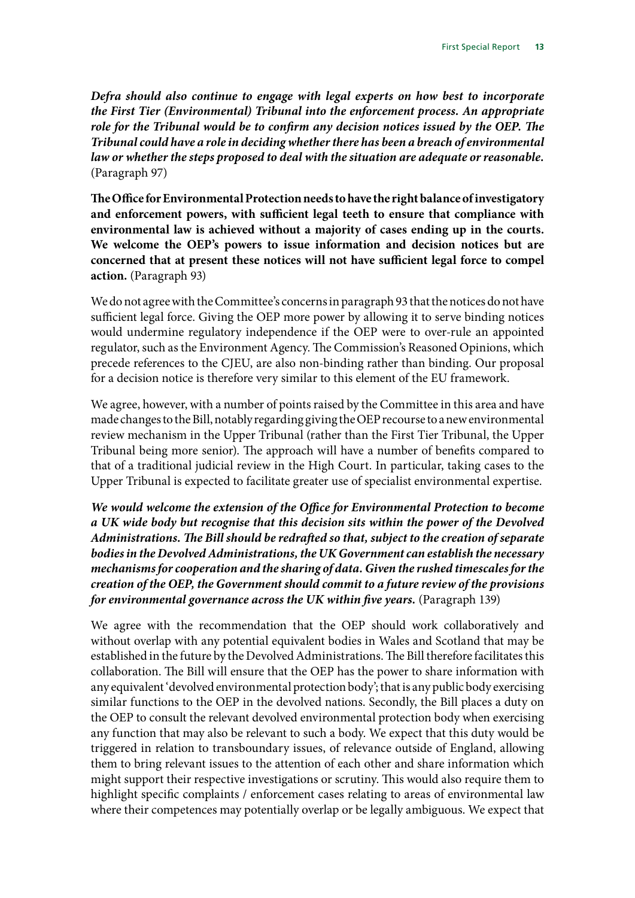***Defra should also continue to engage with legal experts on how best to incorporate the First Tier (Environmental) Tribunal into the enforcement process. An appropriate role for the Tribunal would be to confirm any decision notices issued by the OEP. The Tribunal could have a role in deciding whether there has been a breach of environmental law or whether the steps proposed to deal with the situation are adequate or reasonable.*** (Paragraph 97)

**The Office for Environmental Protection needs to have the right balance of investigatory and enforcement powers, with sufficient legal teeth to ensure that compliance with environmental law is achieved without a majority of cases ending up in the courts. We welcome the OEP's powers to issue information and decision notices but are concerned that at present these notices will not have sufficient legal force to compel action.** (Paragraph 93)

We do not agree with the Committee's concerns in paragraph 93 that the notices do not have sufficient legal force. Giving the OEP more power by allowing it to serve binding notices would undermine regulatory independence if the OEP were to over-rule an appointed regulator, such as the Environment Agency. The Commission's Reasoned Opinions, which precede references to the CJEU, are also non-binding rather than binding. Our proposal for a decision notice is therefore very similar to this element of the EU framework.

We agree, however, with a number of points raised by the Committee in this area and have made changes to the Bill, notably regarding giving the OEP recourse to a new environmental review mechanism in the Upper Tribunal (rather than the First Tier Tribunal, the Upper Tribunal being more senior). The approach will have a number of benefits compared to that of a traditional judicial review in the High Court. In particular, taking cases to the Upper Tribunal is expected to facilitate greater use of specialist environmental expertise.

***We would welcome the extension of the Office for Environmental Protection to become a UK wide body but recognise that this decision sits within the power of the Devolved Administrations. The Bill should be redrafted so that, subject to the creation of separate bodies in the Devolved Administrations, the UK Government can establish the necessary mechanisms for cooperation and the sharing of data. Given the rushed timescales for the creation of the OEP, the Government should commit to a future review of the provisions for environmental governance across the UK within five years.*** (Paragraph 139)

We agree with the recommendation that the OEP should work collaboratively and without overlap with any potential equivalent bodies in Wales and Scotland that may be established in the future by the Devolved Administrations. The Bill therefore facilitates this collaboration. The Bill will ensure that the OEP has the power to share information with any equivalent 'devolved environmental protection body'; that is any public body exercising similar functions to the OEP in the devolved nations. Secondly, the Bill places a duty on the OEP to consult the relevant devolved environmental protection body when exercising any function that may also be relevant to such a body. We expect that this duty would be triggered in relation to transboundary issues, of relevance outside of England, allowing them to bring relevant issues to the attention of each other and share information which might support their respective investigations or scrutiny. This would also require them to highlight specific complaints / enforcement cases relating to areas of environmental law where their competences may potentially overlap or be legally ambiguous. We expect that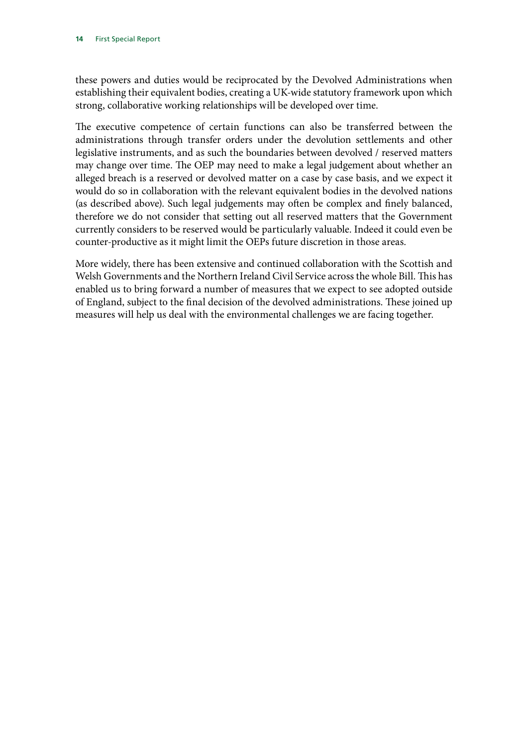these powers and duties would be reciprocated by the Devolved Administrations when establishing their equivalent bodies, creating a UK-wide statutory framework upon which strong, collaborative working relationships will be developed over time.

The executive competence of certain functions can also be transferred between the administrations through transfer orders under the devolution settlements and other legislative instruments, and as such the boundaries between devolved / reserved matters may change over time. The OEP may need to make a legal judgement about whether an alleged breach is a reserved or devolved matter on a case by case basis, and we expect it would do so in collaboration with the relevant equivalent bodies in the devolved nations (as described above). Such legal judgements may often be complex and finely balanced, therefore we do not consider that setting out all reserved matters that the Government currently considers to be reserved would be particularly valuable. Indeed it could even be counter-productive as it might limit the OEPs future discretion in those areas.

More widely, there has been extensive and continued collaboration with the Scottish and Welsh Governments and the Northern Ireland Civil Service across the whole Bill. This has enabled us to bring forward a number of measures that we expect to see adopted outside of England, subject to the final decision of the devolved administrations. These joined up measures will help us deal with the environmental challenges we are facing together.